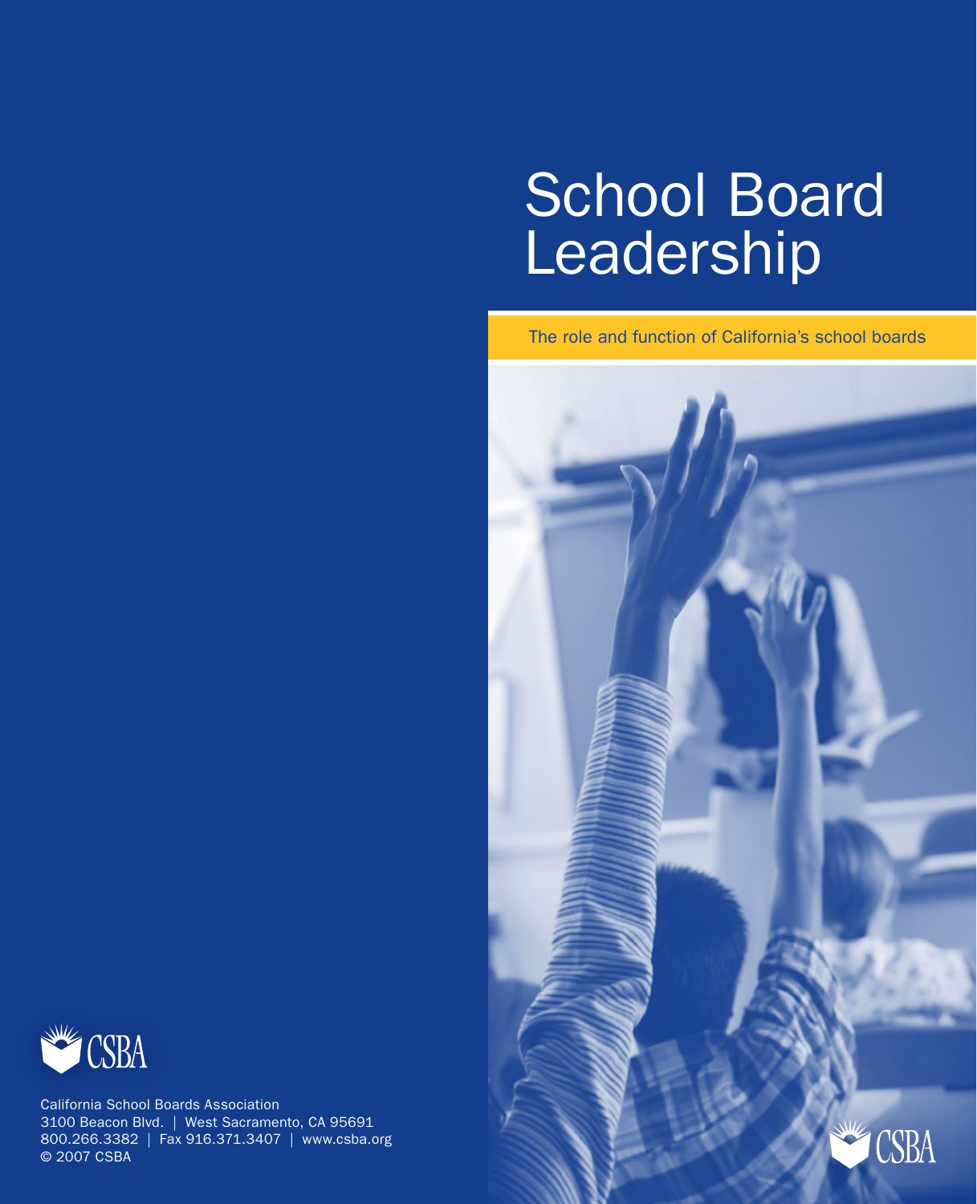# School Board Leadership

The role and function of California's school boards

CSBA

California School Boards Association
3100 Beacon Blvd. | West Sacramento, CA 95691
800.266.3382 | Fax 916.371.3407 | www.csba.org
© 2007 CSBA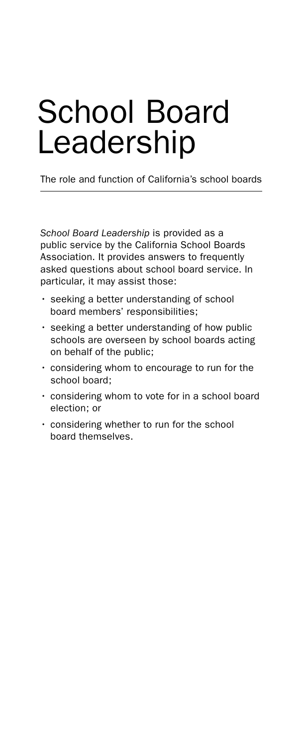# School Board Leadership

The role and function of California's school boards

*School Board Leadership* is provided as a public service by the California School Boards Association. It provides answers to frequently asked questions about school board service. In particular, it may assist those:

- seeking a better understanding of school board members' responsibilities;
- seeking a better understanding of how public schools are overseen by school boards acting on behalf of the public;
- considering whom to encourage to run for the school board;
- considering whom to vote for in a school board election; or
- considering whether to run for the school board themselves.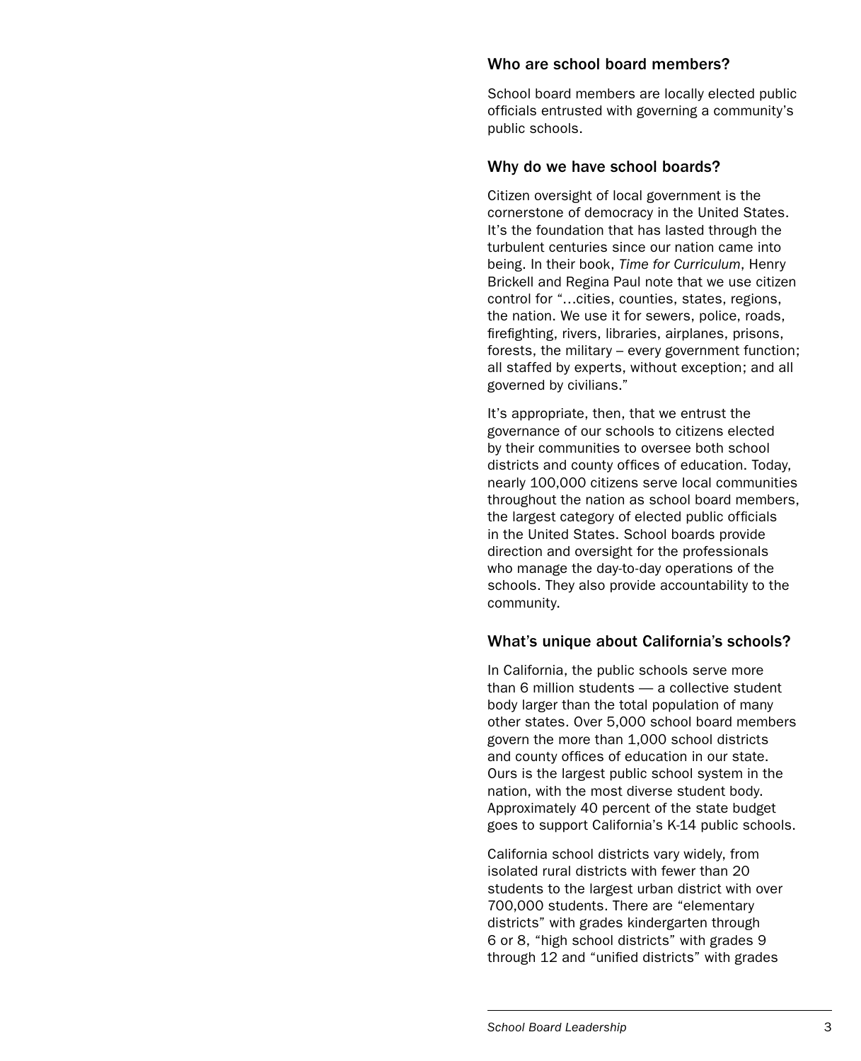### Who are school board members?

School board members are locally elected public officials entrusted with governing a community's public schools.

### Why do we have school boards?

Citizen oversight of local government is the cornerstone of democracy in the United States. It's the foundation that has lasted through the turbulent centuries since our nation came into being. In their book, *Time for Curriculum*, Henry Brickell and Regina Paul note that we use citizen control for "…cities, counties, states, regions, the nation. We use it for sewers, police, roads, firefighting, rivers, libraries, airplanes, prisons, forests, the military – every government function; all staffed by experts, without exception; and all governed by civilians."

It's appropriate, then, that we entrust the governance of our schools to citizens elected by their communities to oversee both school districts and county offices of education. Today, nearly 100,000 citizens serve local communities throughout the nation as school board members, the largest category of elected public officials in the United States. School boards provide direction and oversight for the professionals who manage the day-to-day operations of the schools. They also provide accountability to the community.

### What's unique about California's schools?

In California, the public schools serve more than 6 million students — a collective student body larger than the total population of many other states. Over 5,000 school board members govern the more than 1,000 school districts and county offices of education in our state. Ours is the largest public school system in the nation, with the most diverse student body. Approximately 40 percent of the state budget goes to support California's K-14 public schools.

California school districts vary widely, from isolated rural districts with fewer than 20 students to the largest urban district with over 700,000 students. There are "elementary districts" with grades kindergarten through 6 or 8, "high school districts" with grades 9 through 12 and "unified districts" with grades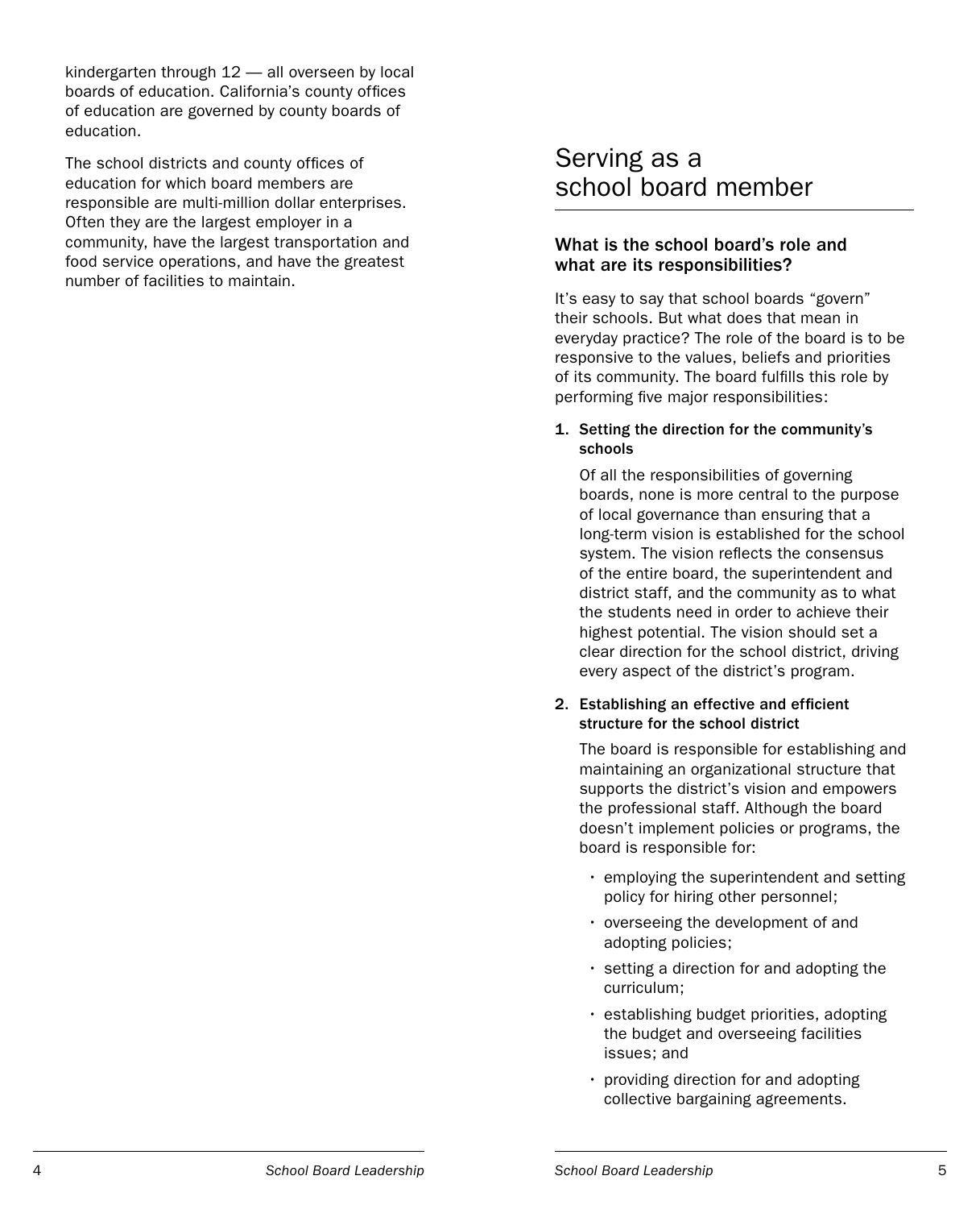kindergarten through 12 — all overseen by local boards of education. California's county offices of education are governed by county boards of education.

The school districts and county offices of education for which board members are responsible are multi-million dollar enterprises. Often they are the largest employer in a community, have the largest transportation and food service operations, and have the greatest number of facilities to maintain.

# Serving as a school board member

## What is the school board's role and what are its responsibilities?

It's easy to say that school boards "govern" their schools. But what does that mean in everyday practice? The role of the board is to be responsive to the values, beliefs and priorities of its community. The board fulfills this role by performing five major responsibilities:

1. **Setting the direction for the community's schools**

   Of all the responsibilities of governing boards, none is more central to the purpose of local governance than ensuring that a long-term vision is established for the school system. The vision reflects the consensus of the entire board, the superintendent and district staff, and the community as to what the students need in order to achieve their highest potential. The vision should set a clear direction for the school district, driving every aspect of the district's program.

2. **Establishing an effective and efficient structure for the school district**

   The board is responsible for establishing and maintaining an organizational structure that supports the district's vision and empowers the professional staff. Although the board doesn't implement policies or programs, the board is responsible for:

   - employing the superintendent and setting policy for hiring other personnel;
   - overseeing the development of and adopting policies;
   - setting a direction for and adopting the curriculum;
   - establishing budget priorities, adopting the budget and overseeing facilities issues; and
   - providing direction for and adopting collective bargaining agreements.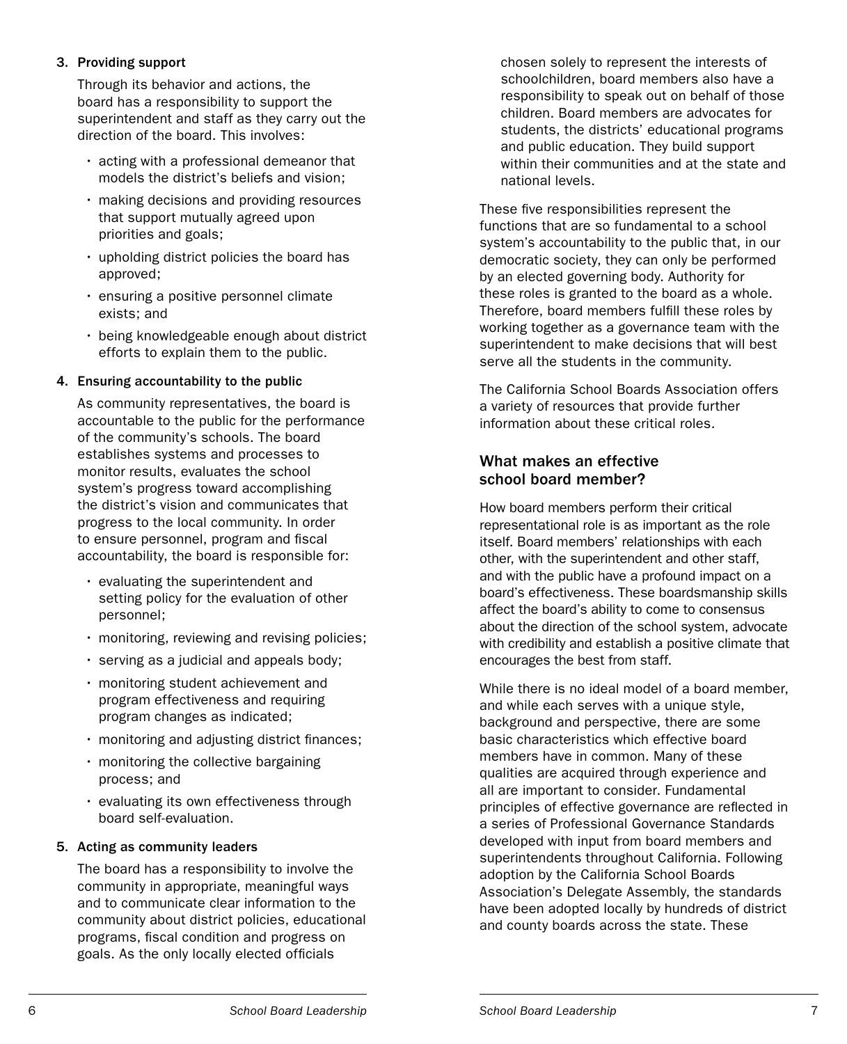3. **Providing support**

   Through its behavior and actions, the board has a responsibility to support the superintendent and staff as they carry out the direction of the board. This involves:

   - acting with a professional demeanor that models the district's beliefs and vision;
   - making decisions and providing resources that support mutually agreed upon priorities and goals;
   - upholding district policies the board has approved;
   - ensuring a positive personnel climate exists; and
   - being knowledgeable enough about district efforts to explain them to the public.

4. **Ensuring accountability to the public**

   As community representatives, the board is accountable to the public for the performance of the community's schools. The board establishes systems and processes to monitor results, evaluates the school system's progress toward accomplishing the district's vision and communicates that progress to the local community. In order to ensure personnel, program and fiscal accountability, the board is responsible for:

   - evaluating the superintendent and setting policy for the evaluation of other personnel;
   - monitoring, reviewing and revising policies;
   - serving as a judicial and appeals body;
   - monitoring student achievement and program effectiveness and requiring program changes as indicated;
   - monitoring and adjusting district finances;
   - monitoring the collective bargaining process; and
   - evaluating its own effectiveness through board self-evaluation.

5. **Acting as community leaders**

   The board has a responsibility to involve the community in appropriate, meaningful ways and to communicate clear information to the community about district policies, educational programs, fiscal condition and progress on goals. As the only locally elected officials chosen solely to represent the interests of schoolchildren, board members also have a responsibility to speak out on behalf of those children. Board members are advocates for students, the districts' educational programs and public education. They build support within their communities and at the state and national levels.

These five responsibilities represent the functions that are so fundamental to a school system's accountability to the public that, in our democratic society, they can only be performed by an elected governing body. Authority for these roles is granted to the board as a whole. Therefore, board members fulfill these roles by working together as a governance team with the superintendent to make decisions that will best serve all the students in the community.

The California School Boards Association offers a variety of resources that provide further information about these critical roles.

## What makes an effective school board member?

How board members perform their critical representational role is as important as the role itself. Board members' relationships with each other, with the superintendent and other staff, and with the public have a profound impact on a board's effectiveness. These boardsmanship skills affect the board's ability to come to consensus about the direction of the school system, advocate with credibility and establish a positive climate that encourages the best from staff.

While there is no ideal model of a board member, and while each serves with a unique style, background and perspective, there are some basic characteristics which effective board members have in common. Many of these qualities are acquired through experience and all are important to consider. Fundamental principles of effective governance are reflected in a series of Professional Governance Standards developed with input from board members and superintendents throughout California. Following adoption by the California School Boards Association's Delegate Assembly, the standards have been adopted locally by hundreds of district and county boards across the state. These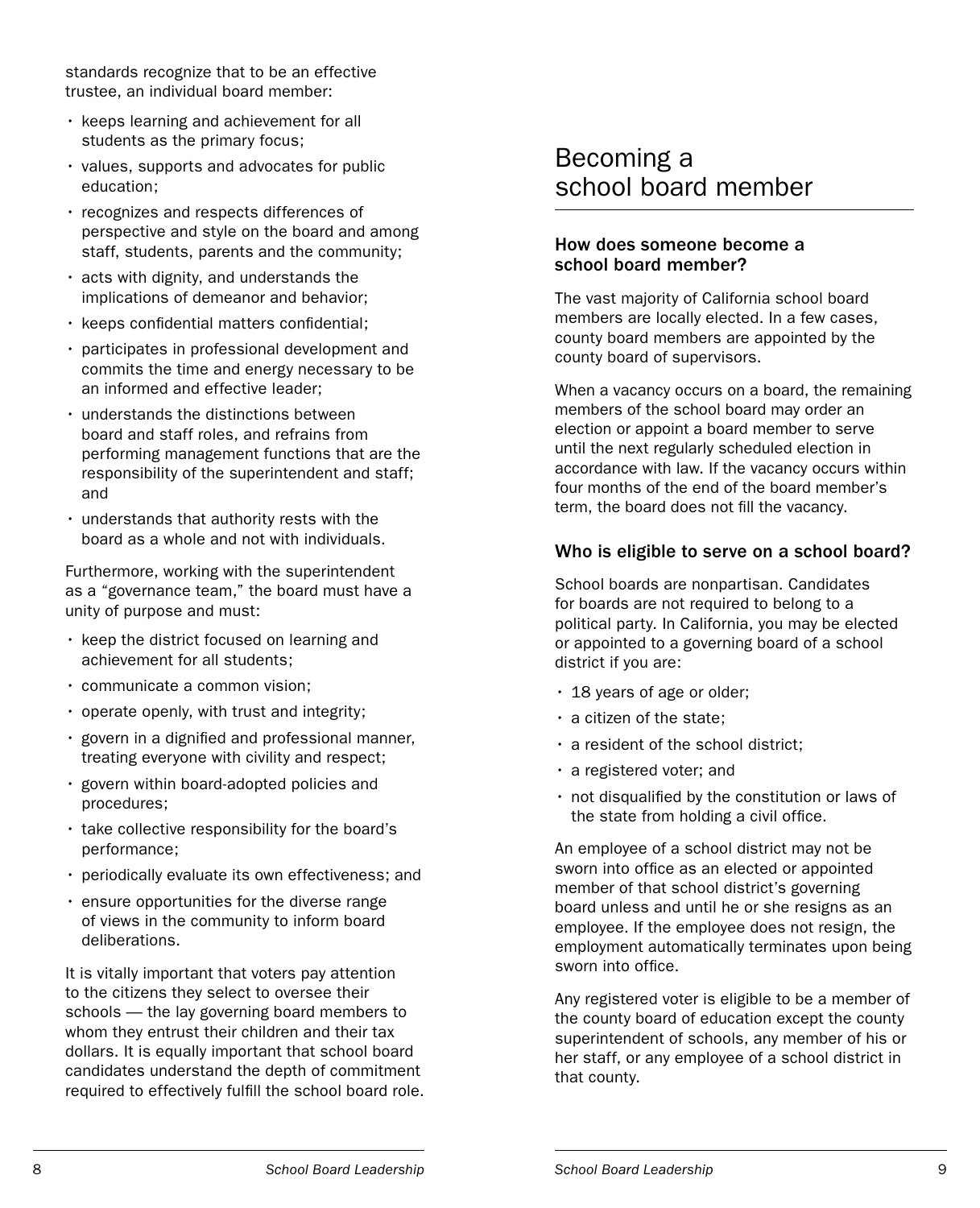standards recognize that to be an effective trustee, an individual board member:

- keeps learning and achievement for all students as the primary focus;
- values, supports and advocates for public education;
- recognizes and respects differences of perspective and style on the board and among staff, students, parents and the community;
- acts with dignity, and understands the implications of demeanor and behavior;
- keeps confidential matters confidential;
- participates in professional development and commits the time and energy necessary to be an informed and effective leader;
- understands the distinctions between board and staff roles, and refrains from performing management functions that are the responsibility of the superintendent and staff; and
- understands that authority rests with the board as a whole and not with individuals.

Furthermore, working with the superintendent as a "governance team," the board must have a unity of purpose and must:

- keep the district focused on learning and achievement for all students;
- communicate a common vision;
- operate openly, with trust and integrity;
- govern in a dignified and professional manner, treating everyone with civility and respect;
- govern within board-adopted policies and procedures;
- take collective responsibility for the board's performance;
- periodically evaluate its own effectiveness; and
- ensure opportunities for the diverse range of views in the community to inform board deliberations.

It is vitally important that voters pay attention to the citizens they select to oversee their schools — the lay governing board members to whom they entrust their children and their tax dollars. It is equally important that school board candidates understand the depth of commitment required to effectively fulfill the school board role.

# Becoming a school board member

### How does someone become a school board member?

The vast majority of California school board members are locally elected. In a few cases, county board members are appointed by the county board of supervisors.

When a vacancy occurs on a board, the remaining members of the school board may order an election or appoint a board member to serve until the next regularly scheduled election in accordance with law. If the vacancy occurs within four months of the end of the board member's term, the board does not fill the vacancy.

### Who is eligible to serve on a school board?

School boards are nonpartisan. Candidates for boards are not required to belong to a political party. In California, you may be elected or appointed to a governing board of a school district if you are:

- 18 years of age or older;
- a citizen of the state;
- a resident of the school district;
- a registered voter; and
- not disqualified by the constitution or laws of the state from holding a civil office.

An employee of a school district may not be sworn into office as an elected or appointed member of that school district's governing board unless and until he or she resigns as an employee. If the employee does not resign, the employment automatically terminates upon being sworn into office.

Any registered voter is eligible to be a member of the county board of education except the county superintendent of schools, any member of his or her staff, or any employee of a school district in that county.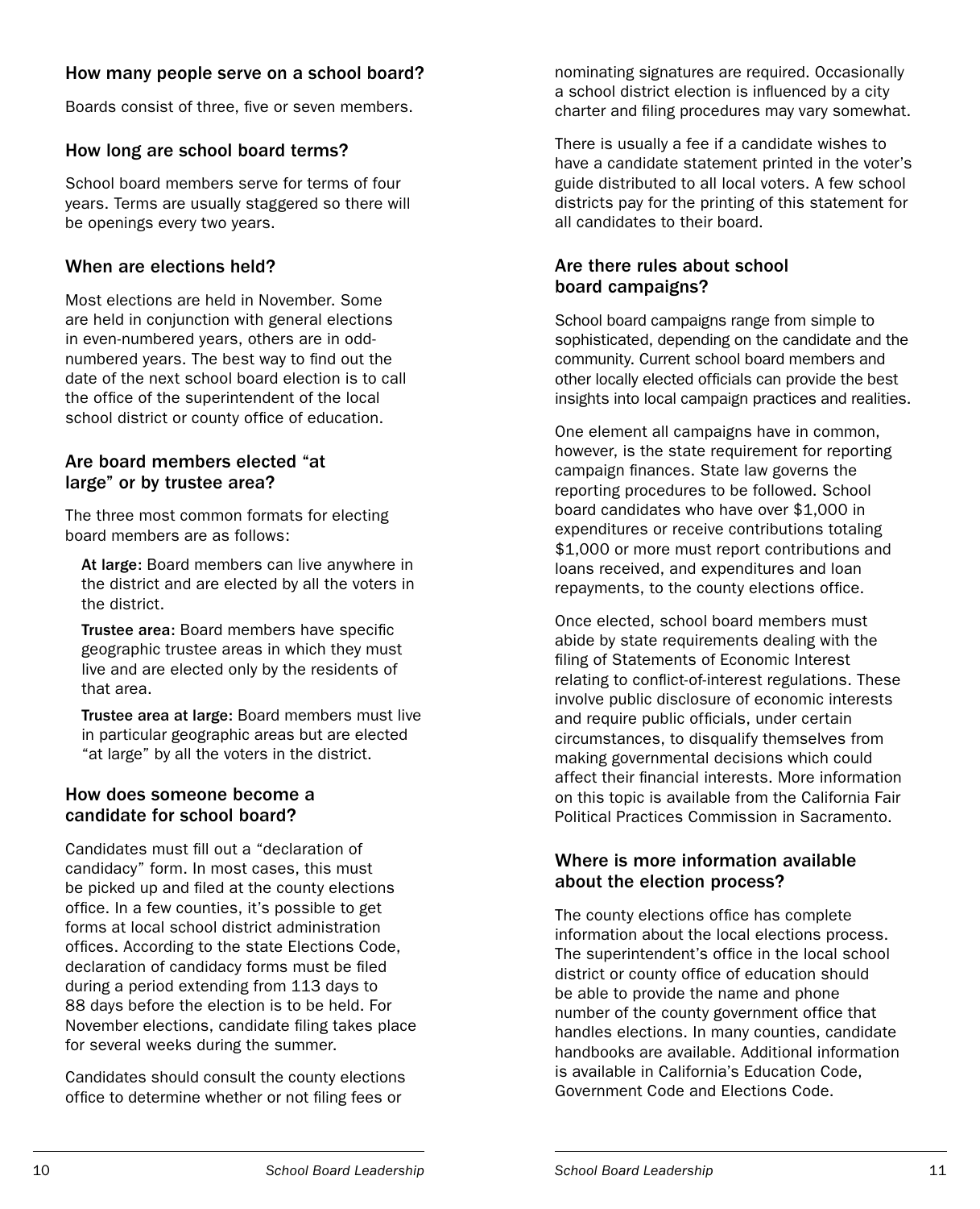### How many people serve on a school board?

Boards consist of three, five or seven members.

### How long are school board terms?

School board members serve for terms of four years. Terms are usually staggered so there will be openings every two years.

### When are elections held?

Most elections are held in November. Some are held in conjunction with general elections in even-numbered years, others are in odd-numbered years. The best way to find out the date of the next school board election is to call the office of the superintendent of the local school district or county office of education.

### Are board members elected "at large" or by trustee area?

The three most common formats for electing board members are as follows:

**At large:** Board members can live anywhere in the district and are elected by all the voters in the district.

**Trustee area:** Board members have specific geographic trustee areas in which they must live and are elected only by the residents of that area.

**Trustee area at large:** Board members must live in particular geographic areas but are elected "at large" by all the voters in the district.

### How does someone become a candidate for school board?

Candidates must fill out a "declaration of candidacy" form. In most cases, this must be picked up and filed at the county elections office. In a few counties, it's possible to get forms at local school district administration offices. According to the state Elections Code, declaration of candidacy forms must be filed during a period extending from 113 days to 88 days before the election is to be held. For November elections, candidate filing takes place for several weeks during the summer.

Candidates should consult the county elections office to determine whether or not filing fees or nominating signatures are required. Occasionally a school district election is influenced by a city charter and filing procedures may vary somewhat.

There is usually a fee if a candidate wishes to have a candidate statement printed in the voter's guide distributed to all local voters. A few school districts pay for the printing of this statement for all candidates to their board.

### Are there rules about school board campaigns?

School board campaigns range from simple to sophisticated, depending on the candidate and the community. Current school board members and other locally elected officials can provide the best insights into local campaign practices and realities.

One element all campaigns have in common, however, is the state requirement for reporting campaign finances. State law governs the reporting procedures to be followed. School board candidates who have over $1,000 in expenditures or receive contributions totaling $1,000 or more must report contributions and loans received, and expenditures and loan repayments, to the county elections office.

Once elected, school board members must abide by state requirements dealing with the filing of Statements of Economic Interest relating to conflict-of-interest regulations. These involve public disclosure of economic interests and require public officials, under certain circumstances, to disqualify themselves from making governmental decisions which could affect their financial interests. More information on this topic is available from the California Fair Political Practices Commission in Sacramento.

### Where is more information available about the election process?

The county elections office has complete information about the local elections process. The superintendent's office in the local school district or county office of education should be able to provide the name and phone number of the county government office that handles elections. In many counties, candidate handbooks are available. Additional information is available in California's Education Code, Government Code and Elections Code.